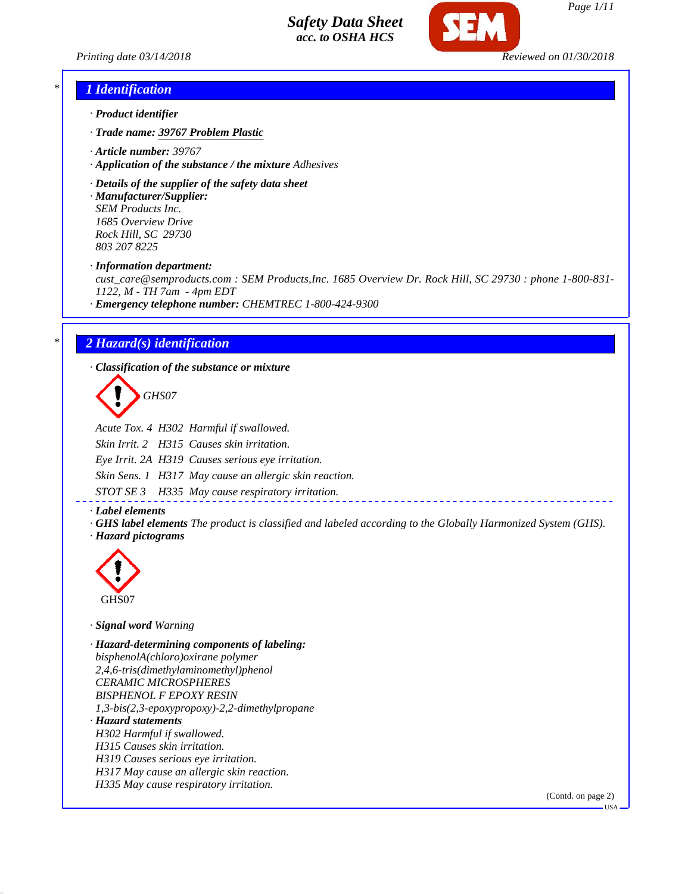# Safety Data Sheet
*acc. to OSHA HCS*

Printing date 03/14/2018 | Reviewed on 01/30/2018

## 1 Identification

· **Product identifier**

· **Trade name:** **39767 Problem Plastic**

· **Article number:** 39767

· **Application of the substance / the mixture** Adhesives

· **Details of the supplier of the safety data sheet**

· **Manufacturer/Supplier:**
SEM Products Inc.
1685 Overview Drive
Rock Hill, SC 29730
803 207 8225

· **Information department:**
cust_care@semproducts.com : SEM Products,Inc. 1685 Overview Dr. Rock Hill, SC 29730 : phone 1-800-831-1122, M - TH 7am - 4pm EDT

· **Emergency telephone number:** CHEMTREC 1-800-424-9300

## 2 Hazard(s) identification

· **Classification of the substance or mixture**

GHS07

Acute Tox. 4 H302 Harmful if swallowed.
Skin Irrit. 2 H315 Causes skin irritation.
Eye Irrit. 2A H319 Causes serious eye irritation.
Skin Sens. 1 H317 May cause an allergic skin reaction.
STOT SE 3 H335 May cause respiratory irritation.

· **Label elements**

· **GHS label elements** The product is classified and labeled according to the Globally Harmonized System (GHS).

· **Hazard pictograms**

GHS07

· **Signal word** Warning

· **Hazard-determining components of labeling:**
bisphenolA(chloro)oxirane polymer
2,4,6-tris(dimethylaminomethyl)phenol
CERAMIC MICROSPHERES
BISPHENOL F EPOXY RESIN
1,3-bis(2,3-epoxypropoxy)-2,2-dimethylpropane

· **Hazard statements**
H302 Harmful if swallowed.
H315 Causes skin irritation.
H319 Causes serious eye irritation.
H317 May cause an allergic skin reaction.
H335 May cause respiratory irritation.

(Contd. on page 2)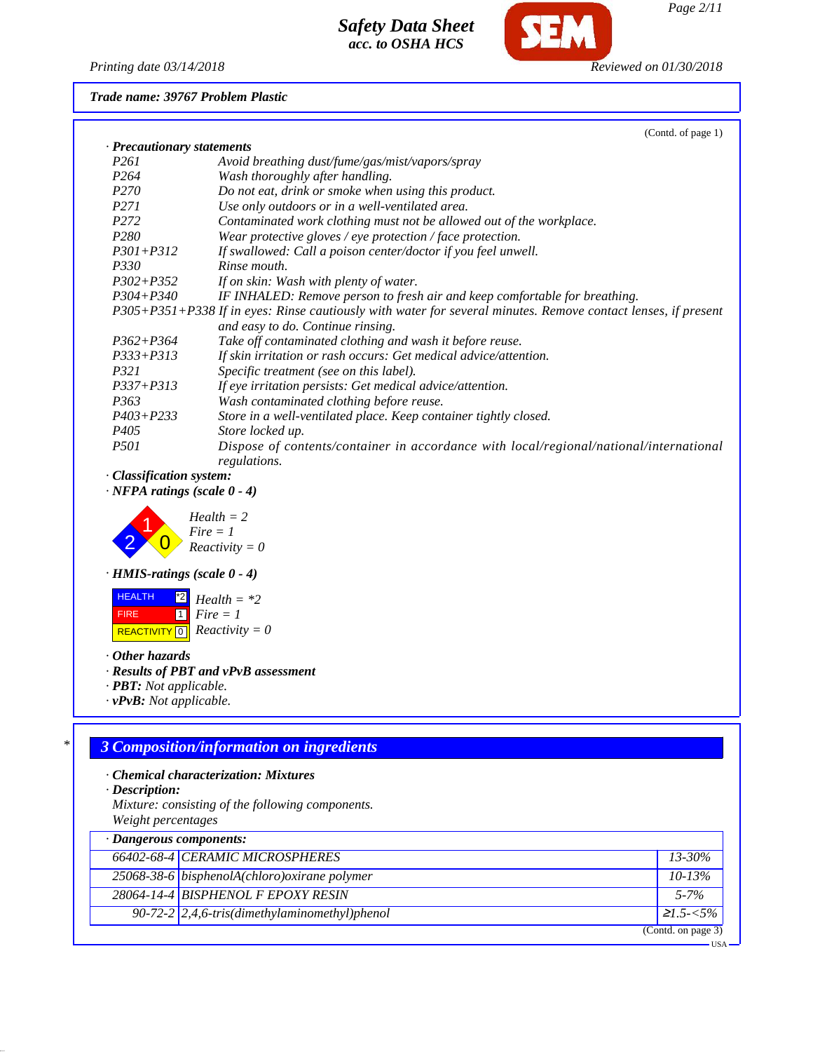**Trade name: 39767 Problem Plastic**

(Contd. of page 1)

· **Precautionary statements**

| | |
|---|---|
| P261 | Avoid breathing dust/fume/gas/mist/vapors/spray |
| P264 | Wash thoroughly after handling. |
| P270 | Do not eat, drink or smoke when using this product. |
| P271 | Use only outdoors or in a well-ventilated area. |
| P272 | Contaminated work clothing must not be allowed out of the workplace. |
| P280 | Wear protective gloves / eye protection / face protection. |
| P301+P312 | If swallowed: Call a poison center/doctor if you feel unwell. |
| P330 | Rinse mouth. |
| P302+P352 | If on skin: Wash with plenty of water. |
| P304+P340 | IF INHALED: Remove person to fresh air and keep comfortable for breathing. |
| P305+P351+P338 | If in eyes: Rinse cautiously with water for several minutes. Remove contact lenses, if present and easy to do. Continue rinsing. |
| P362+P364 | Take off contaminated clothing and wash it before reuse. |
| P333+P313 | If skin irritation or rash occurs: Get medical advice/attention. |
| P321 | Specific treatment (see on this label). |
| P337+P313 | If eye irritation persists: Get medical advice/attention. |
| P363 | Wash contaminated clothing before reuse. |
| P403+P233 | Store in a well-ventilated place. Keep container tightly closed. |
| P405 | Store locked up. |
| P501 | Dispose of contents/container in accordance with local/regional/national/international regulations. |

· **Classification system:**

· **NFPA ratings (scale 0 - 4)**

Health = 2
Fire = 1
Reactivity = 0

· **HMIS-ratings (scale 0 - 4)**

| | |
|---|---|
| HEALTH | *2 |
| FIRE | 1 |
| REACTIVITY | 0 |

Health = *2
Fire = 1
Reactivity = 0

· **Other hazards**

· **Results of PBT and vPvB assessment**

· **PBT:** Not applicable.

· **vPvB:** Not applicable.

## 3 Composition/information on ingredients

· **Chemical characterization: Mixtures**

· **Description:**

Mixture: consisting of the following components.
Weight percentages

· **Dangerous components:**

| | | |
|---|---|---|
| 66402-68-4 | CERAMIC MICROSPHERES | 13-30% |
| 25068-38-6 | bisphenolA(chloro)oxirane polymer | 10-13% |
| 28064-14-4 | BISPHENOL F EPOXY RESIN | 5-7% |
| 90-72-2 | 2,4,6-tris(dimethylaminomethyl)phenol | ≥1.5-<5% |

(Contd. on page 3)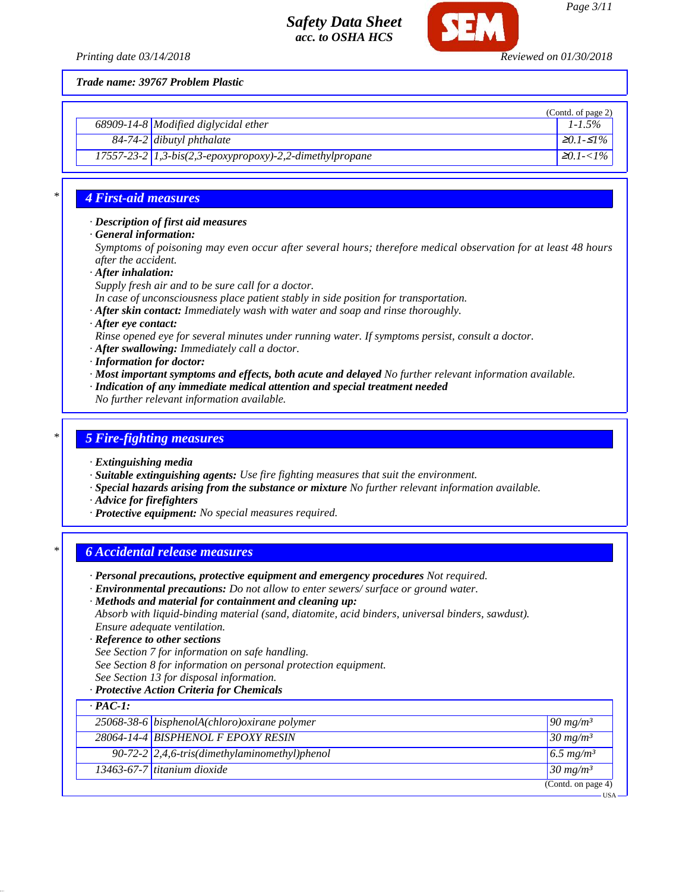*Trade name: 39767 Problem Plastic*

(Contd. of page 2)

| | | |
|---|---|---|
| 68909-14-8 | Modified diglycidal ether | 1-1.5% |
| 84-74-2 | dibutyl phthalate | ≥0.1-≤1% |
| 17557-23-2 | 1,3-bis(2,3-epoxypropoxy)-2,2-dimethylpropane | ≥0.1-<1% |

## 4 First-aid measures

· **Description of first aid measures**
· **General information:**
Symptoms of poisoning may even occur after several hours; therefore medical observation for at least 48 hours after the accident.
· **After inhalation:**
Supply fresh air and to be sure call for a doctor.
In case of unconsciousness place patient stably in side position for transportation.
· **After skin contact:** Immediately wash with water and soap and rinse thoroughly.
· **After eye contact:**
Rinse opened eye for several minutes under running water. If symptoms persist, consult a doctor.
· **After swallowing:** Immediately call a doctor.
· **Information for doctor:**
· **Most important symptoms and effects, both acute and delayed** No further relevant information available.
· **Indication of any immediate medical attention and special treatment needed**
No further relevant information available.

## 5 Fire-fighting measures

· **Extinguishing media**
· **Suitable extinguishing agents:** Use fire fighting measures that suit the environment.
· **Special hazards arising from the substance or mixture** No further relevant information available.
· **Advice for firefighters**
· **Protective equipment:** No special measures required.

## 6 Accidental release measures

· **Personal precautions, protective equipment and emergency procedures** Not required.
· **Environmental precautions:** Do not allow to enter sewers/ surface or ground water.
· **Methods and material for containment and cleaning up:**
Absorb with liquid-binding material (sand, diatomite, acid binders, universal binders, sawdust).
Ensure adequate ventilation.
· **Reference to other sections**
See Section 7 for information on safe handling.
See Section 8 for information on personal protection equipment.
See Section 13 for disposal information.
· **Protective Action Criteria for Chemicals**

| · PAC-1: | | |
|---|---|---|
| 25068-38-6 | bisphenolA(chloro)oxirane polymer | 90 mg/m³ |
| 28064-14-4 | BISPHENOL F EPOXY RESIN | 30 mg/m³ |
| 90-72-2 | 2,4,6-tris(dimethylaminomethyl)phenol | 6.5 mg/m³ |
| 13463-67-7 | titanium dioxide | 30 mg/m³ |

(Contd. on page 4)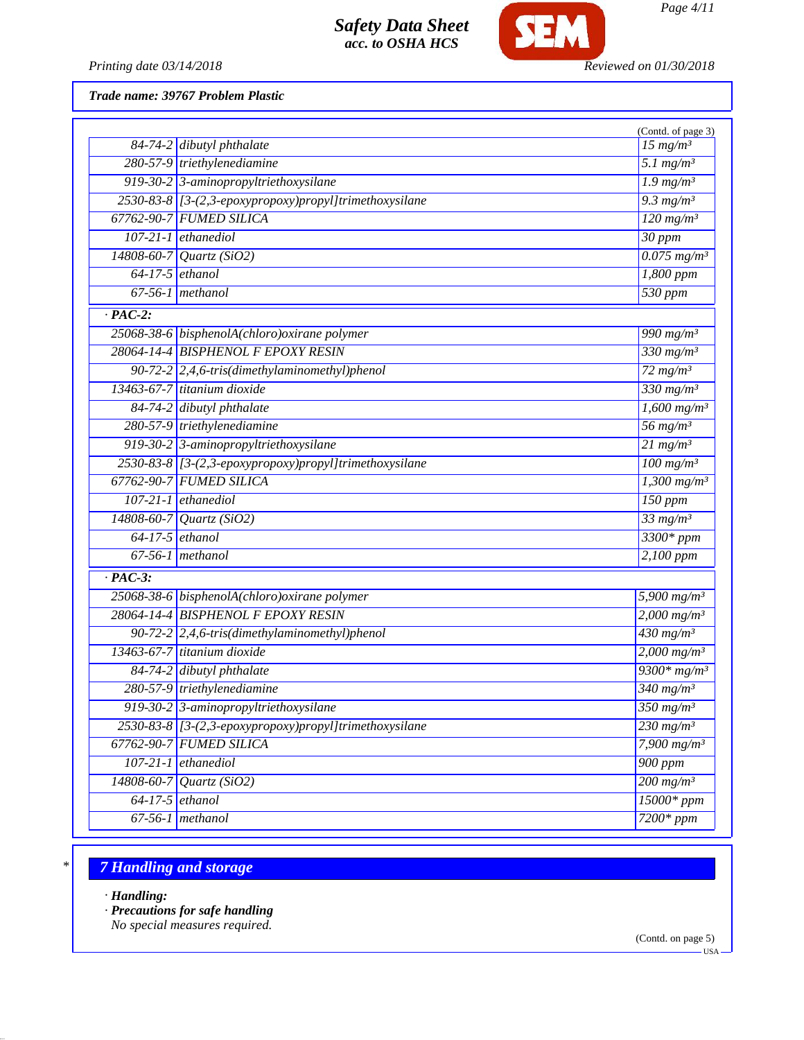**Trade name: 39767 Problem Plastic**

(Contd. of page 3)

| | | |
|---|---|---|
| 84-74-2 | dibutyl phthalate | 15 mg/m³ |
| 280-57-9 | triethylenediamine | 5.1 mg/m³ |
| 919-30-2 | 3-aminopropyltriethoxysilane | 1.9 mg/m³ |
| 2530-83-8 | [3-(2,3-epoxypropoxy)propyl]trimethoxysilane | 9.3 mg/m³ |
| 67762-90-7 | FUMED SILICA | 120 mg/m³ |
| 107-21-1 | ethanediol | 30 ppm |
| 14808-60-7 | Quartz ($SiO_2$) | 0.075 mg/m³ |
| 64-17-5 | ethanol | 1,800 ppm |
| 67-56-1 | methanol | 530 ppm |
| **· PAC-2:** | | |
| 25068-38-6 | bisphenolA(chloro)oxirane polymer | 990 mg/m³ |
| 28064-14-4 | BISPHENOL F EPOXY RESIN | 330 mg/m³ |
| 90-72-2 | 2,4,6-tris(dimethylaminomethyl)phenol | 72 mg/m³ |
| 13463-67-7 | titanium dioxide | 330 mg/m³ |
| 84-74-2 | dibutyl phthalate | 1,600 mg/m³ |
| 280-57-9 | triethylenediamine | 56 mg/m³ |
| 919-30-2 | 3-aminopropyltriethoxysilane | 21 mg/m³ |
| 2530-83-8 | [3-(2,3-epoxypropoxy)propyl]trimethoxysilane | 100 mg/m³ |
| 67762-90-7 | FUMED SILICA | 1,300 mg/m³ |
| 107-21-1 | ethanediol | 150 ppm |
| 14808-60-7 | Quartz ($SiO_2$) | 33 mg/m³ |
| 64-17-5 | ethanol | 3300* ppm |
| 67-56-1 | methanol | 2,100 ppm |
| **· PAC-3:** | | |
| 25068-38-6 | bisphenolA(chloro)oxirane polymer | 5,900 mg/m³ |
| 28064-14-4 | BISPHENOL F EPOXY RESIN | 2,000 mg/m³ |
| 90-72-2 | 2,4,6-tris(dimethylaminomethyl)phenol | 430 mg/m³ |
| 13463-67-7 | titanium dioxide | 2,000 mg/m³ |
| 84-74-2 | dibutyl phthalate | 9300* mg/m³ |
| 280-57-9 | triethylenediamine | 340 mg/m³ |
| 919-30-2 | 3-aminopropyltriethoxysilane | 350 mg/m³ |
| 2530-83-8 | [3-(2,3-epoxypropoxy)propyl]trimethoxysilane | 230 mg/m³ |
| 67762-90-7 | FUMED SILICA | 7,900 mg/m³ |
| 107-21-1 | ethanediol | 900 ppm |
| 14808-60-7 | Quartz ($SiO_2$) | 200 mg/m³ |
| 64-17-5 | ethanol | 15000* ppm |
| 67-56-1 | methanol | 7200* ppm |

## 7 Handling and storage

· **Handling:**
· **Precautions for safe handling**
No special measures required.

(Contd. on page 5)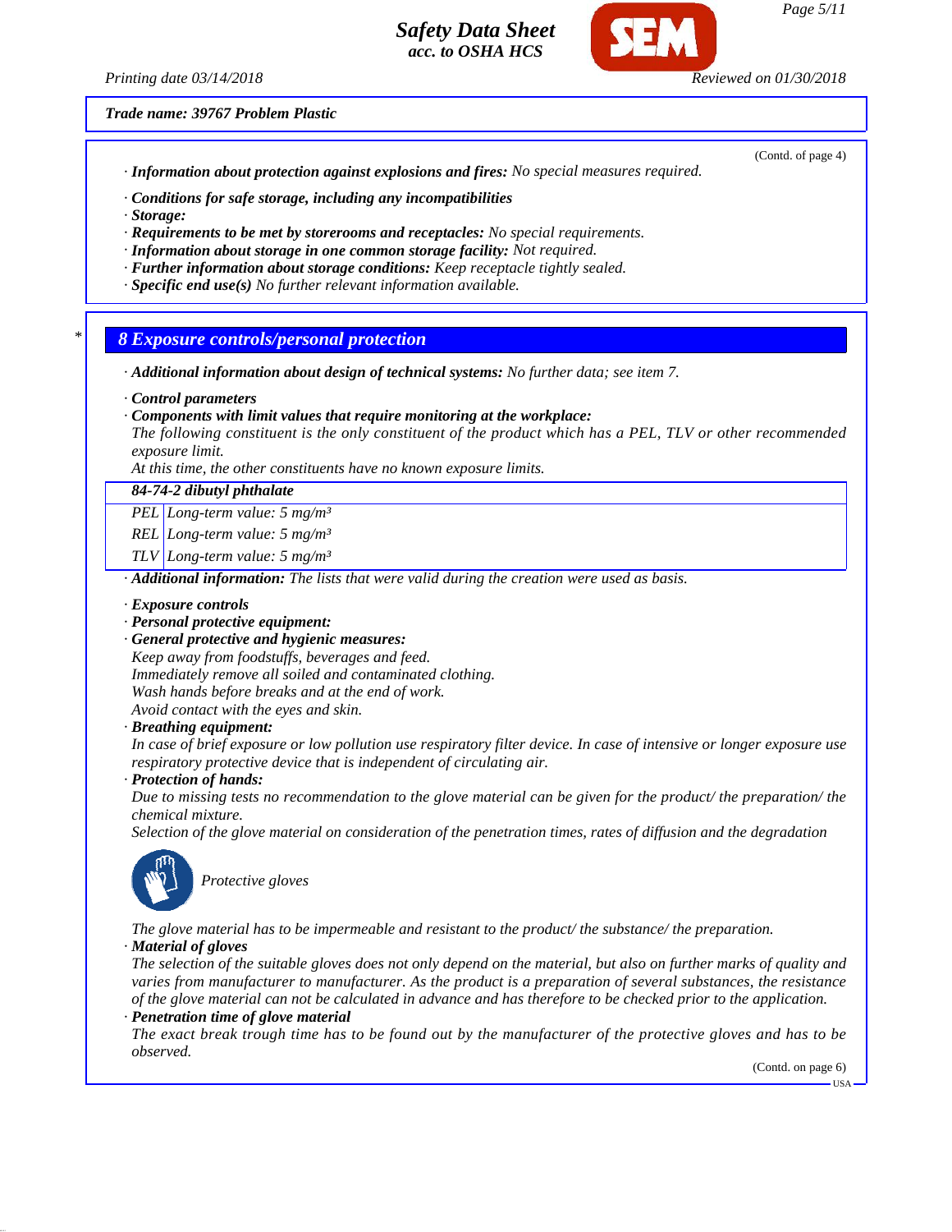**Trade name: 39767 Problem Plastic**

(Contd. of page 4)

· **Information about protection against explosions and fires:** No special measures required.

· **Conditions for safe storage, including any incompatibilities**
· **Storage:**
· **Requirements to be met by storerooms and receptacles:** No special requirements.
· **Information about storage in one common storage facility:** Not required.
· **Further information about storage conditions:** Keep receptacle tightly sealed.
· **Specific end use(s)** No further relevant information available.

## 8 Exposure controls/personal protection

· **Additional information about design of technical systems:** No further data; see item 7.

· **Control parameters**
· **Components with limit values that require monitoring at the workplace:**
The following constituent is the only constituent of the product which has a PEL, TLV or other recommended exposure limit.
At this time, the other constituents have no known exposure limits.

| 84-74-2 dibutyl phthalate | |
|---|---|
| PEL | Long-term value: 5 mg/m³ |
| REL | Long-term value: 5 mg/m³ |
| TLV | Long-term value: 5 mg/m³ |

· **Additional information:** The lists that were valid during the creation were used as basis.

· **Exposure controls**
· **Personal protective equipment:**
· **General protective and hygienic measures:**
Keep away from foodstuffs, beverages and feed.
Immediately remove all soiled and contaminated clothing.
Wash hands before breaks and at the end of work.
Avoid contact with the eyes and skin.
· **Breathing equipment:**
In case of brief exposure or low pollution use respiratory filter device. In case of intensive or longer exposure use respiratory protective device that is independent of circulating air.
· **Protection of hands:**
Due to missing tests no recommendation to the glove material can be given for the product/ the preparation/ the chemical mixture.
Selection of the glove material on consideration of the penetration times, rates of diffusion and the degradation

Protective gloves

The glove material has to be impermeable and resistant to the product/ the substance/ the preparation.
· **Material of gloves**
The selection of the suitable gloves does not only depend on the material, but also on further marks of quality and varies from manufacturer to manufacturer. As the product is a preparation of several substances, the resistance of the glove material can not be calculated in advance and has therefore to be checked prior to the application.
· **Penetration time of glove material**
The exact break trough time has to be found out by the manufacturer of the protective gloves and has to be observed.

(Contd. on page 6)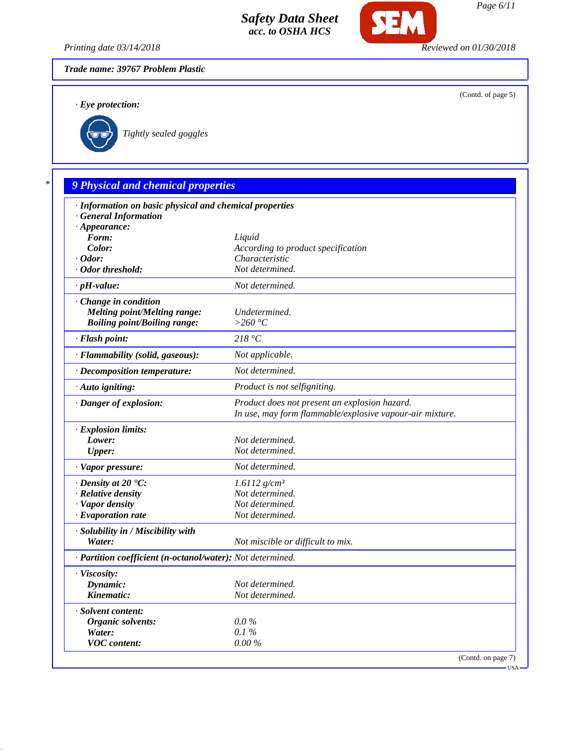**Trade name: 39767 Problem Plastic**

(Contd. of page 5)

· **Eye protection:**

Tightly sealed goggles

## 9 Physical and chemical properties

| | |
|---|---|
| · **Information on basic physical and chemical properties** | |
| · **General Information** | |
| · **Appearance:** | |
| **Form:** | Liquid |
| **Color:** | According to product specification |
| · **Odor:** | Characteristic |
| · **Odor threshold:** | Not determined. |
| · **pH-value:** | Not determined. |
| · **Change in condition** | |
| **Melting point/Melting range:** | Undetermined. |
| **Boiling point/Boiling range:** | >260 °C |
| · **Flash point:** | 218 °C |
| · **Flammability (solid, gaseous):** | Not applicable. |
| · **Decomposition temperature:** | Not determined. |
| · **Auto igniting:** | Product is not selfigniting. |
| · **Danger of explosion:** | Product does not present an explosion hazard. In use, may form flammable/explosive vapour-air mixture. |
| · **Explosion limits:** | |
| **Lower:** | Not determined. |
| **Upper:** | Not determined. |
| · **Vapor pressure:** | Not determined. |
| · **Density at 20 °C:** | 1.6112 $g/cm^3$ |
| · **Relative density** | Not determined. |
| · **Vapor density** | Not determined. |
| · **Evaporation rate** | Not determined. |
| · **Solubility in / Miscibility with** | |
| **Water:** | Not miscible or difficult to mix. |
| · **Partition coefficient (n-octanol/water):** | Not determined. |
| · **Viscosity:** | |
| **Dynamic:** | Not determined. |
| **Kinematic:** | Not determined. |
| · **Solvent content:** | |
| **Organic solvents:** | 0.0 % |
| **Water:** | 0.1 % |
| **VOC content:** | 0.00 % |

(Contd. on page 7)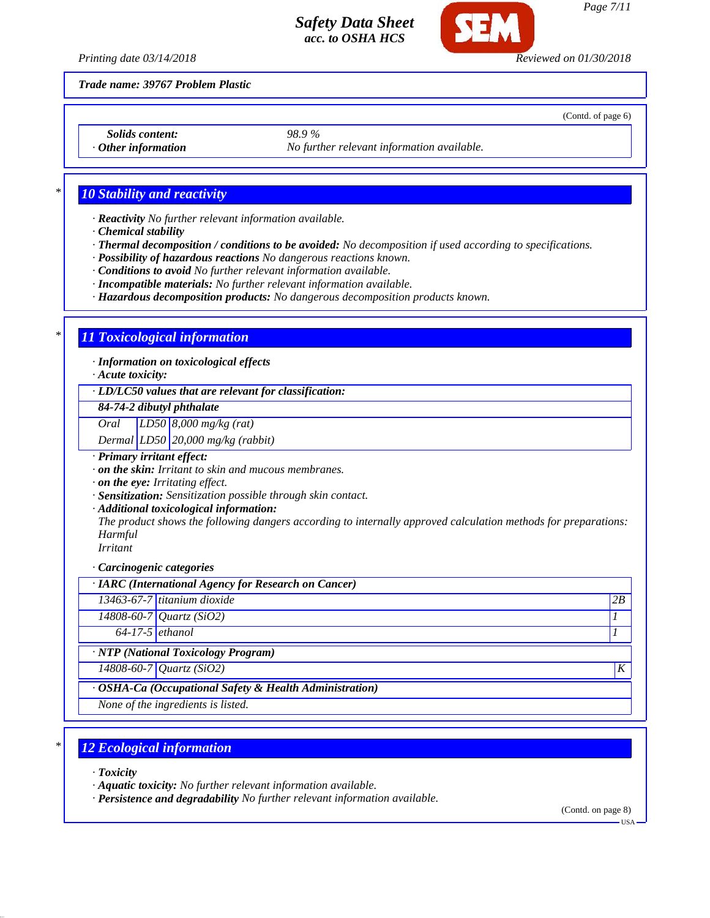Trade name: 39767 Problem Plastic

(Contd. of page 6)

| | |
|---|---|
| **Solids content:** | 98.9 % |
| · **Other information** | No further relevant information available. |

## 10 Stability and reactivity

· **Reactivity** No further relevant information available.
· **Chemical stability**
· **Thermal decomposition / conditions to be avoided:** No decomposition if used according to specifications.
· **Possibility of hazardous reactions** No dangerous reactions known.
· **Conditions to avoid** No further relevant information available.
· **Incompatible materials:** No further relevant information available.
· **Hazardous decomposition products:** No dangerous decomposition products known.

## 11 Toxicological information

· **Information on toxicological effects**
· **Acute toxicity:**

| · **LD/LC50 values that are relevant for classification:** | | |
|---|---|---|
| **84-74-2 dibutyl phthalate** | | |
| Oral | LD50 | 8,000 mg/kg (rat) |
| Dermal | LD50 | 20,000 mg/kg (rabbit) |

· **Primary irritant effect:**
· **on the skin:** Irritant to skin and mucous membranes.
· **on the eye:** Irritating effect.
· **Sensitization:** Sensitization possible through skin contact.
· **Additional toxicological information:**
The product shows the following dangers according to internally approved calculation methods for preparations:
Harmful
Irritant

· **Carcinogenic categories**

| · **IARC (International Agency for Research on Cancer)** | | |
|---|---|---|
| 13463-67-7 | titanium dioxide | 2B |
| 14808-60-7 | Quartz ($SiO_2$) | 1 |
| 64-17-5 | ethanol | 1 |

| · **NTP (National Toxicology Program)** | | |
|---|---|---|
| 14808-60-7 | Quartz ($SiO_2$) | K |

| · **OSHA-Ca (Occupational Safety & Health Administration)** |
|---|
| None of the ingredients is listed. |

## 12 Ecological information

· **Toxicity**
· **Aquatic toxicity:** No further relevant information available.
· **Persistence and degradability** No further relevant information available.

(Contd. on page 8)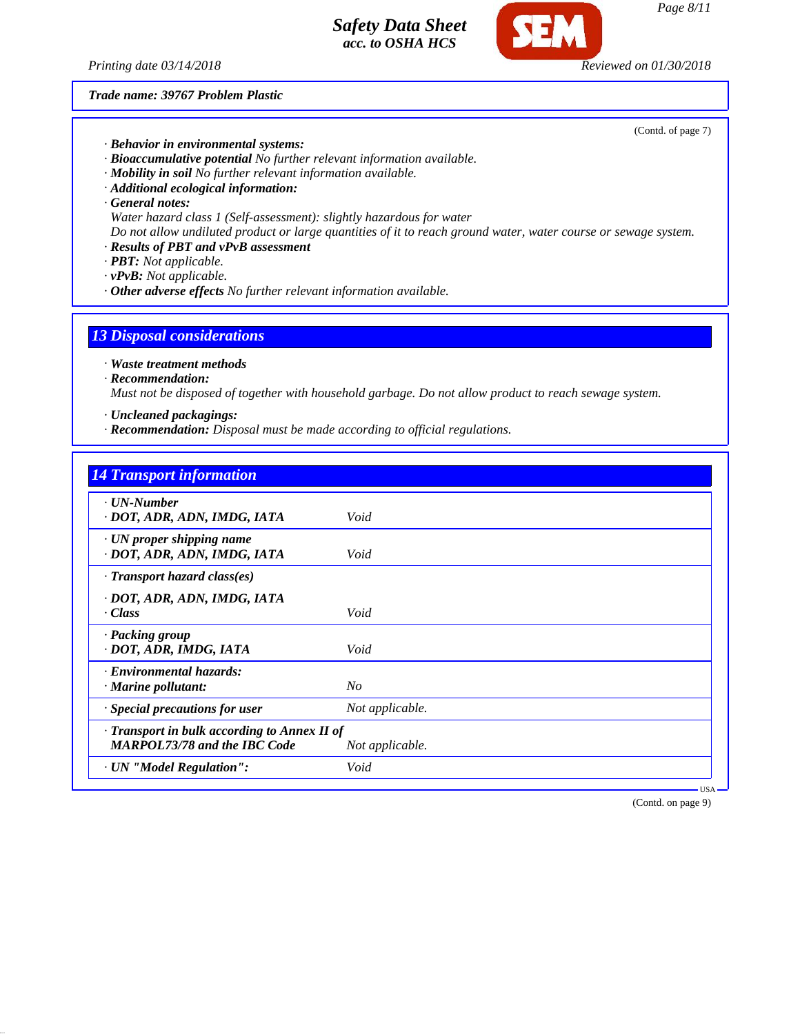**Trade name: 39767 Problem Plastic**

(Contd. of page 7)

- **Behavior in environmental systems:**
- **Bioaccumulative potential** No further relevant information available.
- **Mobility in soil** No further relevant information available.
- **Additional ecological information:**
- **General notes:**
  Water hazard class 1 (Self-assessment): slightly hazardous for water
  Do not allow undiluted product or large quantities of it to reach ground water, water course or sewage system.
- **Results of PBT and vPvB assessment**
- **PBT:** Not applicable.
- **vPvB:** Not applicable.
- **Other adverse effects** No further relevant information available.

## 13 Disposal considerations

- **Waste treatment methods**
- **Recommendation:**
  Must not be disposed of together with household garbage. Do not allow product to reach sewage system.

- **Uncleaned packagings:**
- **Recommendation:** Disposal must be made according to official regulations.

## 14 Transport information

| | |
|---|---|
| **· UN-Number**<br>**· DOT, ADR, ADN, IMDG, IATA** | Void |
| **· UN proper shipping name**<br>**· DOT, ADR, ADN, IMDG, IATA** | Void |
| **· Transport hazard class(es)**<br>**· DOT, ADR, ADN, IMDG, IATA**<br>**· Class** | Void |
| **· Packing group**<br>**· DOT, ADR, IMDG, IATA** | Void |
| **· Environmental hazards:**<br>**· Marine pollutant:** | No |
| **· Special precautions for user** | Not applicable. |
| **· Transport in bulk according to Annex II of MARPOL73/78 and the IBC Code** | Not applicable. |
| **· UN "Model Regulation":** | Void |

(Contd. on page 9)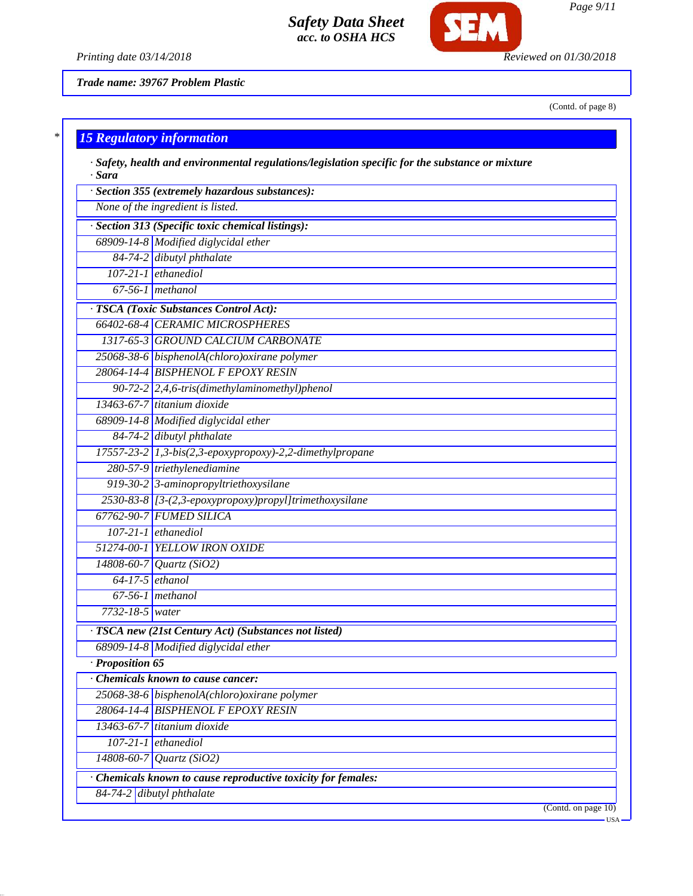Trade name: 39767 Problem Plastic

(Contd. of page 8)

## 15 Regulatory information

· **Safety, health and environmental regulations/legislation specific for the substance or mixture**
· **Sara**

| · Section 355 (extremely hazardous substances): | |
|---|---|
| None of the ingredient is listed. | |

| · Section 313 (Specific toxic chemical listings): | |
|---|---|
| 68909-14-8 | Modified diglycidal ether |
| 84-74-2 | dibutyl phthalate |
| 107-21-1 | ethanediol |
| 67-56-1 | methanol |

| · TSCA (Toxic Substances Control Act): | |
|---|---|
| 66402-68-4 | CERAMIC MICROSPHERES |
| 1317-65-3 | GROUND CALCIUM CARBONATE |
| 25068-38-6 | bisphenolA(chloro)oxirane polymer |
| 28064-14-4 | BISPHENOL F EPOXY RESIN |
| 90-72-2 | 2,4,6-tris(dimethylaminomethyl)phenol |
| 13463-67-7 | titanium dioxide |
| 68909-14-8 | Modified diglycidal ether |
| 84-74-2 | dibutyl phthalate |
| 17557-23-2 | 1,3-bis(2,3-epoxypropoxy)-2,2-dimethylpropane |
| 280-57-9 | triethylenediamine |
| 919-30-2 | 3-aminopropyltriethoxysilane |
| 2530-83-8 | [3-(2,3-epoxypropoxy)propyl]trimethoxysilane |
| 67762-90-7 | FUMED SILICA |
| 107-21-1 | ethanediol |
| 51274-00-1 | YELLOW IRON OXIDE |
| 14808-60-7 | Quartz ($SiO_2$) |
| 64-17-5 | ethanol |
| 67-56-1 | methanol |
| 7732-18-5 | water |

| · TSCA new (21st Century Act) (Substances not listed) | |
|---|---|
| 68909-14-8 | Modified diglycidal ether |

· **Proposition 65**

| · Chemicals known to cause cancer: | |
|---|---|
| 25068-38-6 | bisphenolA(chloro)oxirane polymer |
| 28064-14-4 | BISPHENOL F EPOXY RESIN |
| 13463-67-7 | titanium dioxide |
| 107-21-1 | ethanediol |
| 14808-60-7 | Quartz ($SiO_2$) |

| · Chemicals known to cause reproductive toxicity for females: | |
|---|---|
| 84-74-2 | dibutyl phthalate |

(Contd. on page 10)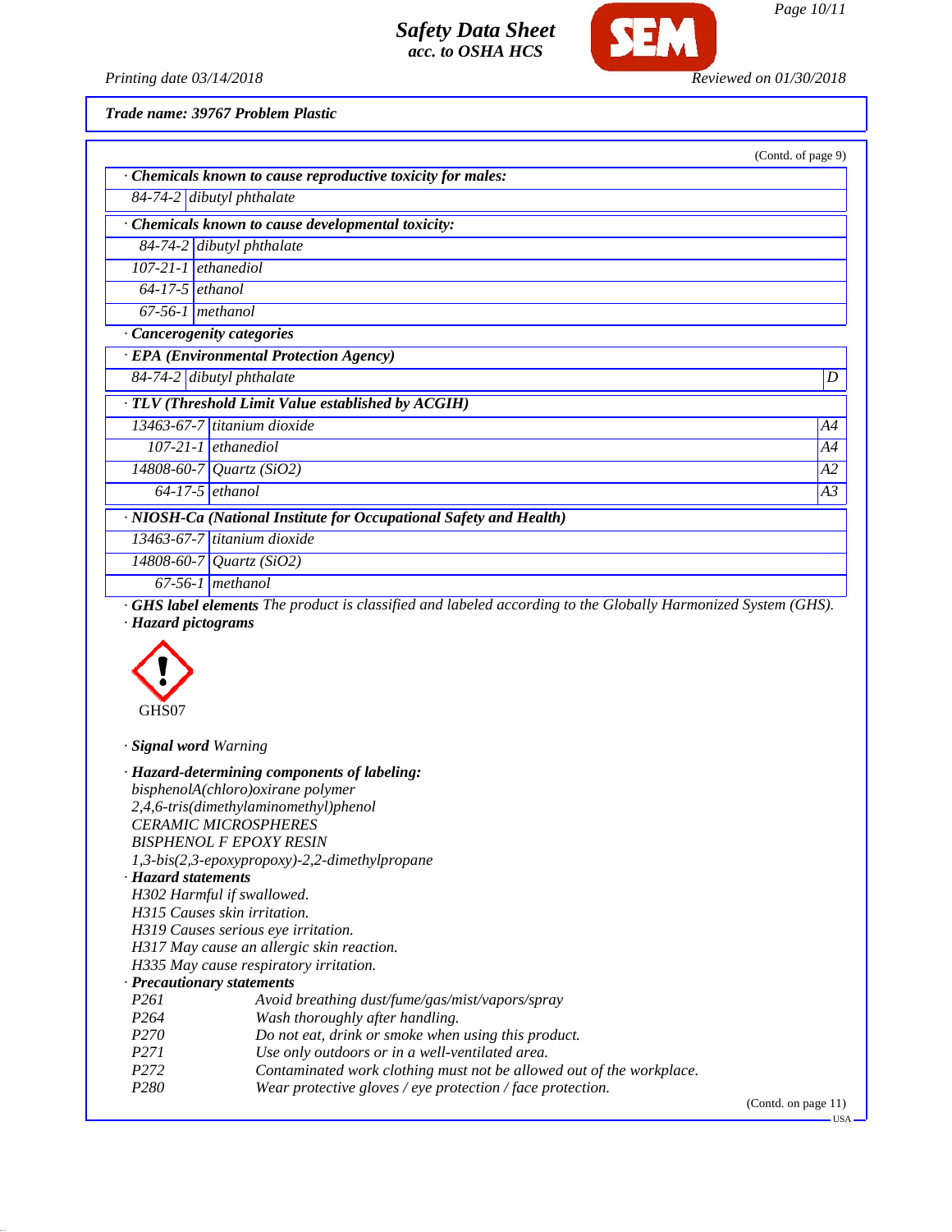**Trade name: 39767 Problem Plastic**

(Contd. of page 9)

| · **Chemicals known to cause reproductive toxicity for males:** | |
|---|---|
| 84-74-2 | dibutyl phthalate |

| · **Chemicals known to cause developmental toxicity:** | |
|---|---|
| 84-74-2 | dibutyl phthalate |
| 107-21-1 | ethanediol |
| 64-17-5 | ethanol |
| 67-56-1 | methanol |

· **Cancerogenity categories**

| · **EPA (Environmental Protection Agency)** | | |
|---|---|---|
| 84-74-2 | dibutyl phthalate | D |

| · **TLV (Threshold Limit Value established by ACGIH)** | | |
|---|---|---|
| 13463-67-7 | titanium dioxide | A4 |
| 107-21-1 | ethanediol | A4 |
| 14808-60-7 | Quartz (SiO2) | A2 |
| 64-17-5 | ethanol | A3 |

| · **NIOSH-Ca (National Institute for Occupational Safety and Health)** | |
|---|---|
| 13463-67-7 | titanium dioxide |
| 14808-60-7 | Quartz (SiO2) |
| 67-56-1 | methanol |

· **GHS label elements** The product is classified and labeled according to the Globally Harmonized System (GHS).

· **Hazard pictograms**

GHS07

· **Signal word** Warning

· **Hazard-determining components of labeling:**
bisphenolA(chloro)oxirane polymer
2,4,6-tris(dimethylaminomethyl)phenol
CERAMIC MICROSPHERES
BISPHENOL F EPOXY RESIN
1,3-bis(2,3-epoxypropoxy)-2,2-dimethylpropane

· **Hazard statements**
H302 Harmful if swallowed.
H315 Causes skin irritation.
H319 Causes serious eye irritation.
H317 May cause an allergic skin reaction.
H335 May cause respiratory irritation.

· **Precautionary statements**

| | |
|---|---|
| P261 | Avoid breathing dust/fume/gas/mist/vapors/spray |
| P264 | Wash thoroughly after handling. |
| P270 | Do not eat, drink or smoke when using this product. |
| P271 | Use only outdoors or in a well-ventilated area. |
| P272 | Contaminated work clothing must not be allowed out of the workplace. |
| P280 | Wear protective gloves / eye protection / face protection. |

(Contd. on page 11)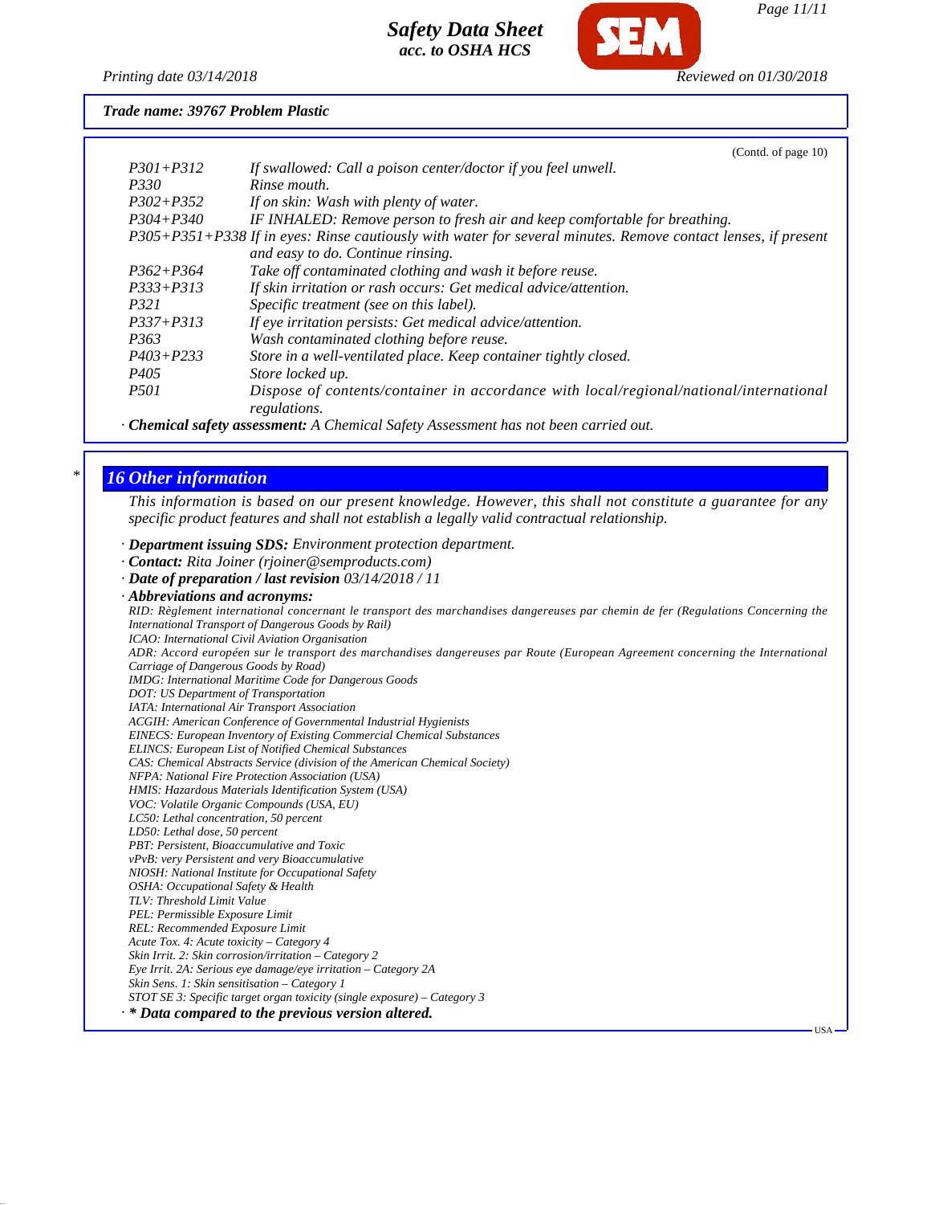**Trade name: 39767 Problem Plastic**

(Contd. of page 10)

| | |
|---|---|
| P301+P312 | If swallowed: Call a poison center/doctor if you feel unwell. |
| P330 | Rinse mouth. |
| P302+P352 | If on skin: Wash with plenty of water. |
| P304+P340 | IF INHALED: Remove person to fresh air and keep comfortable for breathing. |
| P305+P351+P338 | If in eyes: Rinse cautiously with water for several minutes. Remove contact lenses, if present and easy to do. Continue rinsing. |
| P362+P364 | Take off contaminated clothing and wash it before reuse. |
| P333+P313 | If skin irritation or rash occurs: Get medical advice/attention. |
| P321 | Specific treatment (see on this label). |
| P337+P313 | If eye irritation persists: Get medical advice/attention. |
| P363 | Wash contaminated clothing before reuse. |
| P403+P233 | Store in a well-ventilated place. Keep container tightly closed. |
| P405 | Store locked up. |
| P501 | Dispose of contents/container in accordance with local/regional/national/international regulations. |

· **Chemical safety assessment:** A Chemical Safety Assessment has not been carried out.

## * 16 Other information

This information is based on our present knowledge. However, this shall not constitute a guarantee for any specific product features and shall not establish a legally valid contractual relationship.

· **Department issuing SDS:** Environment protection department.
· **Contact:** Rita Joiner (rjoiner@semproducts.com)
· **Date of preparation / last revision** 03/14/2018 / 11
· **Abbreviations and acronyms:**
RID: Règlement international concernant le transport des marchandises dangereuses par chemin de fer (Regulations Concerning the International Transport of Dangerous Goods by Rail)
ICAO: International Civil Aviation Organisation
ADR: Accord européen sur le transport des marchandises dangereuses par Route (European Agreement concerning the International Carriage of Dangerous Goods by Road)
IMDG: International Maritime Code for Dangerous Goods
DOT: US Department of Transportation
IATA: International Air Transport Association
ACGIH: American Conference of Governmental Industrial Hygienists
EINECS: European Inventory of Existing Commercial Chemical Substances
ELINCS: European List of Notified Chemical Substances
CAS: Chemical Abstracts Service (division of the American Chemical Society)
NFPA: National Fire Protection Association (USA)
HMIS: Hazardous Materials Identification System (USA)
VOC: Volatile Organic Compounds (USA, EU)
LC50: Lethal concentration, 50 percent
LD50: Lethal dose, 50 percent
PBT: Persistent, Bioaccumulative and Toxic
vPvB: very Persistent and very Bioaccumulative
NIOSH: National Institute for Occupational Safety
OSHA: Occupational Safety & Health
TLV: Threshold Limit Value
PEL: Permissible Exposure Limit
REL: Recommended Exposure Limit
Acute Tox. 4: Acute toxicity – Category 4
Skin Irrit. 2: Skin corrosion/irritation – Category 2
Eye Irrit. 2A: Serious eye damage/eye irritation – Category 2A
Skin Sens. 1: Skin sensitisation – Category 1
STOT SE 3: Specific target organ toxicity (single exposure) – Category 3
· **\* Data compared to the previous version altered.**

USA